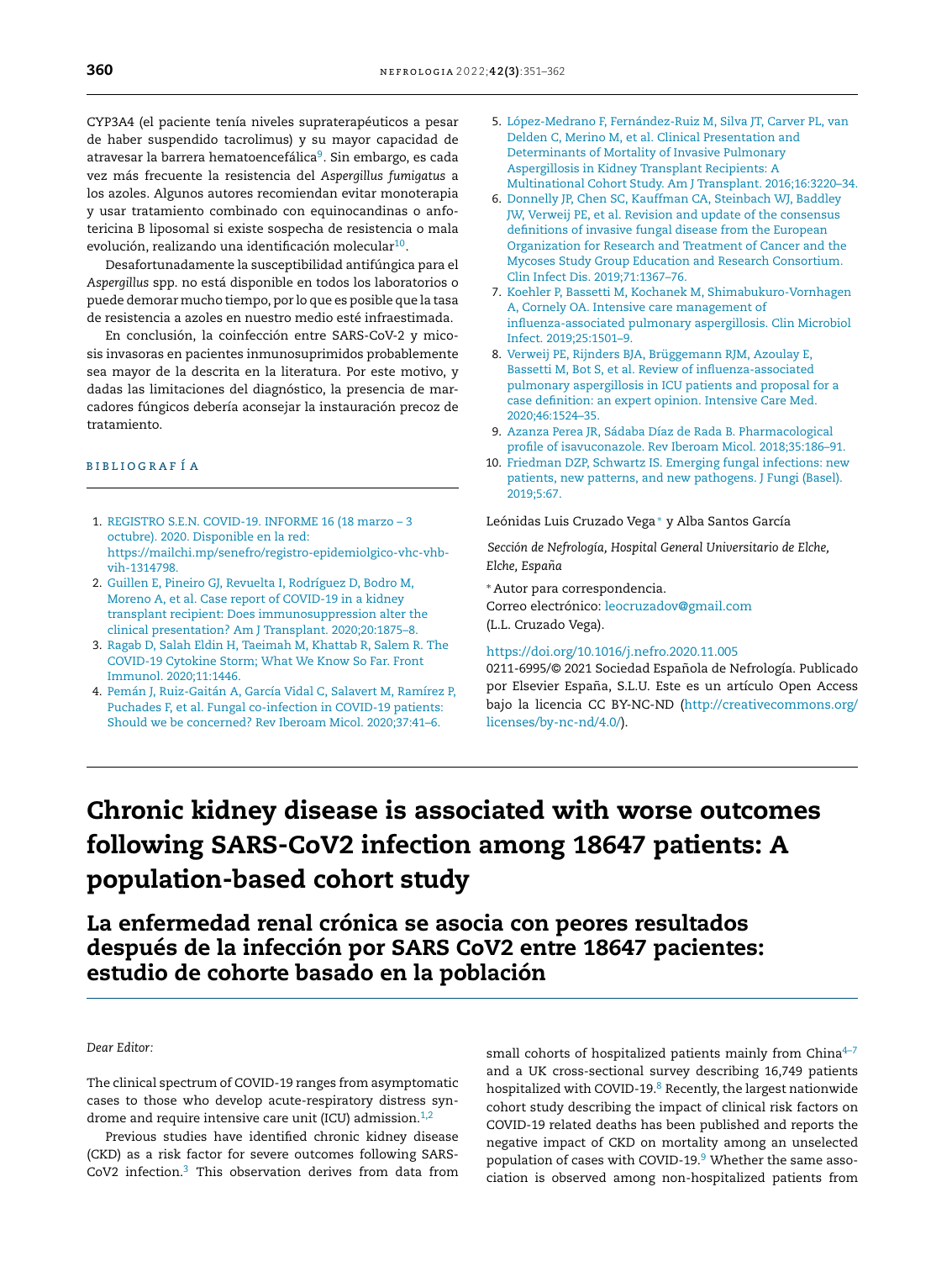CYP3A4 (el paciente tenía niveles supraterapéuticos a pesar de haber suspendido tacrolimus) y su mayor capacidad de atravesar la barrera hematoencefálica[9]. Sin embargo, es cada vez más frecuente la resistencia del *Aspergillus fumigatus* a los azoles. Algunos autores recomiendan evitar monoterapia y usar tratamiento combinado con equinocandinas o anfotericina B liposomal si existe sospecha de resistencia o mala evolución, realizando una identificación molecular[10].

Desafortunadamente la susceptibilidad antifúngica para el *Aspergillus* spp. no está disponible en todos los laboratorios o puede demorar mucho tiempo, por lo que es posible que la tasa de resistencia a azoles en nuestro medio esté infraestimada.

En conclusión, la coinfección entre SARS-CoV-2 y micosis invasoras en pacientes inmunosuprimidos probablemente sea mayor de la descrita en la literatura. Por este motivo, y dadas las limitaciones del diagnóstico, la presencia de marcadores fúngicos debería aconsejar la instauración precoz de tratamiento.

## BIBLIOGRAFÍA

1. REGISTRO S.E.N. COVID-19. INFORME 16 (18 marzo – 3 octubre). 2020. Disponible en la red: https://mailchi.mp/senefro/registro-epidemiolgico-vhc-vhb-vih-1314798.
2. Guillen E, Pineiro GJ, Revuelta I, Rodríguez D, Bodro M, Moreno A, et al. Case report of COVID-19 in a kidney transplant recipient: Does immunosuppression alter the clinical presentation? Am J Transplant. 2020;20:1875–8.
3. Ragab D, Salah Eldin H, Taeimah M, Khattab R, Salem R. The COVID-19 Cytokine Storm; What We Know So Far. Front Immunol. 2020;11:1446.
4. Pemán J, Ruiz-Gaitán A, García Vidal C, Salavert M, Ramírez P, Puchades F, et al. Fungal co-infection in COVID-19 patients: Should we be concerned? Rev Iberoam Micol. 2020;37:41–6.
5. López-Medrano F, Fernández-Ruiz M, Silva JT, Carver PL, van Delden C, Merino M, et al. Clinical Presentation and Determinants of Mortality of Invasive Pulmonary Aspergillosis in Kidney Transplant Recipients: A Multinational Cohort Study. Am J Transplant. 2016;16:3220–34.
6. Donnelly JP, Chen SC, Kauffman CA, Steinbach WJ, Baddley JW, Verweij PE, et al. Revision and update of the consensus definitions of invasive fungal disease from the European Organization for Research and Treatment of Cancer and the Mycoses Study Group Education and Research Consortium. Clin Infect Dis. 2019;71:1367–76.
7. Koehler P, Bassetti M, Kochanek M, Shimabukuro-Vornhagen A, Cornely OA. Intensive care management of influenza-associated pulmonary aspergillosis. Clin Microbiol Infect. 2019;25:1501–9.
8. Verweij PE, Rijnders BJA, Brüggemann RJM, Azoulay E, Bassetti M, Bot S, et al. Review of influenza-associated pulmonary aspergillosis in ICU patients and proposal for a case definition: an expert opinion. Intensive Care Med. 2020;46:1524–35.
9. Azanza Perea JR, Sádaba Díaz de Rada B. Pharmacological profile of isavuconazole. Rev Iberoam Micol. 2018;35:186–91.
10. Friedman DZP, Schwartz IS. Emerging fungal infections: new patients, new patterns, and new pathogens. J Fungi (Basel). 2019;5:67.

Leónidas Luis Cruzado Vega* y Alba Santos García

*Sección de Nefrología, Hospital General Universitario de Elche, Elche, España*

\* Autor para correspondencia.
Correo electrónico: leocruzadov@gmail.com
(L.L. Cruzado Vega).

https://doi.org/10.1016/j.nefro.2020.11.005
0211-6995/© 2021 Sociedad Española de Nefrología. Publicado por Elsevier España, S.L.U. Este es un artículo Open Access bajo la licencia CC BY-NC-ND (http://creativecommons.org/licenses/by-nc-nd/4.0/).

# Chronic kidney disease is associated with worse outcomes following SARS-CoV2 infection among 18647 patients: A population-based cohort study

## La enfermedad renal crónica se asocia con peores resultados después de la infección por SARS CoV2 entre 18647 pacientes: estudio de cohorte basado en la población

*Dear Editor:*

The clinical spectrum of COVID-19 ranges from asymptomatic cases to those who develop acute-respiratory distress syndrome and require intensive care unit (ICU) admission.[1,2]

Previous studies have identified chronic kidney disease (CKD) as a risk factor for severe outcomes following SARS-CoV2 infection.[3] This observation derives from data from small cohorts of hospitalized patients mainly from China[4–7] and a UK cross-sectional survey describing 16,749 patients hospitalized with COVID-19.[8] Recently, the largest nationwide cohort study describing the impact of clinical risk factors on COVID-19 related deaths has been published and reports the negative impact of CKD on mortality among an unselected population of cases with COVID-19.[9] Whether the same association is observed among non-hospitalized patients from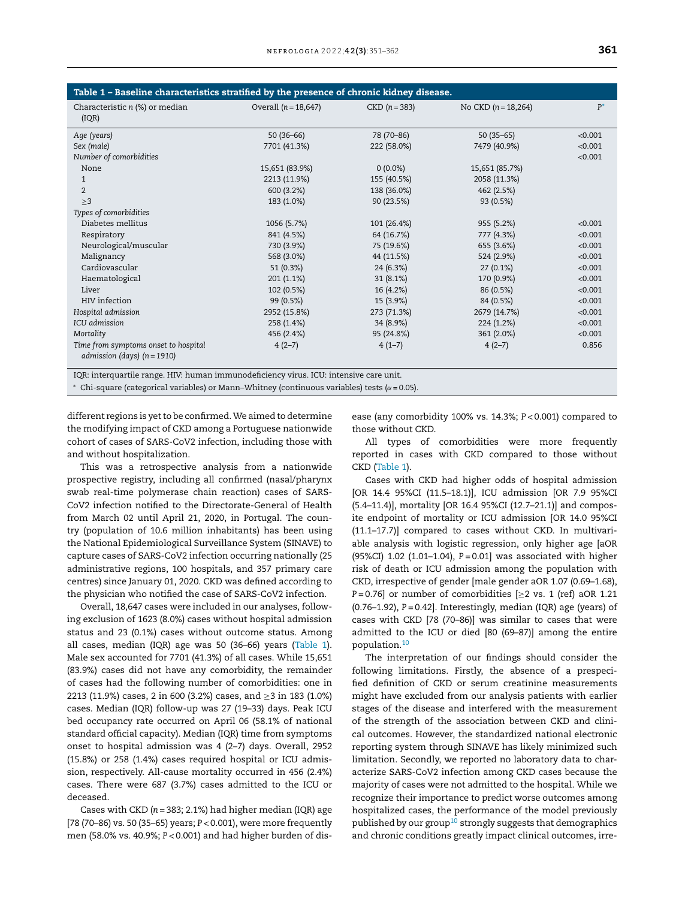**Table 1 – Baseline characteristics stratified by the presence of chronic kidney disease.**

| Characteristic n (%) or median (IQR) | Overall (n = 18,647) | CKD (n = 383) | No CKD (n = 18,264) | P* |
|---|---|---|---|---|
| *Age (years)* | 50 (36–66) | 78 (70–86) | 50 (35–65) | <0.001 |
| *Sex (male)* | 7701 (41.3%) | 222 (58.0%) | 7479 (40.9%) | <0.001 |
| *Number of comorbidities* | | | | <0.001 |
| None | 15,651 (83.9%) | 0 (0.0%) | 15,651 (85.7%) | |
| 1 | 2213 (11.9%) | 155 (40.5%) | 2058 (11.3%) | |
| 2 | 600 (3.2%) | 138 (36.0%) | 462 (2.5%) | |
| ≥3 | 183 (1.0%) | 90 (23.5%) | 93 (0.5%) | |
| *Types of comorbidities* | | | | |
| Diabetes mellitus | 1056 (5.7%) | 101 (26.4%) | 955 (5.2%) | <0.001 |
| Respiratory | 841 (4.5%) | 64 (16.7%) | 777 (4.3%) | <0.001 |
| Neurological/muscular | 730 (3.9%) | 75 (19.6%) | 655 (3.6%) | <0.001 |
| Malignancy | 568 (3.0%) | 44 (11.5%) | 524 (2.9%) | <0.001 |
| Cardiovascular | 51 (0.3%) | 24 (6.3%) | 27 (0.1%) | <0.001 |
| Haematological | 201 (1.1%) | 31 (8.1%) | 170 (0.9%) | <0.001 |
| Liver | 102 (0.5%) | 16 (4.2%) | 86 (0.5%) | <0.001 |
| HIV infection | 99 (0.5%) | 15 (3.9%) | 84 (0.5%) | <0.001 |
| *Hospital admission* | 2952 (15.8%) | 273 (71.3%) | 2679 (14.7%) | <0.001 |
| *ICU admission* | 258 (1.4%) | 34 (8.9%) | 224 (1.2%) | <0.001 |
| *Mortality* | 456 (2.4%) | 95 (24.8%) | 361 (2.0%) | <0.001 |
| *Time from symptoms onset to hospital admission (days) (n = 1910)* | 4 (2–7) | 4 (1–7) | 4 (2–7) | 0.856 |

IQR: interquartile range. HIV: human immunodeficiency virus. ICU: intensive care unit.

\* Chi-square (categorical variables) or Mann–Whitney (continuous variables) tests ($\alpha = 0.05$).

different regions is yet to be confirmed. We aimed to determine the modifying impact of CKD among a Portuguese nationwide cohort of cases of SARS-CoV2 infection, including those with and without hospitalization.

This was a retrospective analysis from a nationwide prospective registry, including all confirmed (nasal/pharynx swab real-time polymerase chain reaction) cases of SARS-CoV2 infection notified to the Directorate-General of Health from March 02 until April 21, 2020, in Portugal. The country (population of 10.6 million inhabitants) has been using the National Epidemiological Surveillance System (SINAVE) to capture cases of SARS-CoV2 infection occurring nationally (25 administrative regions, 100 hospitals, and 357 primary care centres) since January 01, 2020. CKD was defined according to the physician who notified the case of SARS-CoV2 infection.

Overall, 18,647 cases were included in our analyses, following exclusion of 1623 (8.0%) cases without hospital admission status and 23 (0.1%) cases without outcome status. Among all cases, median (IQR) age was 50 (36–66) years (Table 1). Male sex accounted for 7701 (41.3%) of all cases. While 15,651 (83.9%) cases did not have any comorbidity, the remainder of cases had the following number of comorbidities: one in 2213 (11.9%) cases, 2 in 600 (3.2%) cases, and ≥3 in 183 (1.0%) cases. Median (IQR) follow-up was 27 (19–33) days. Peak ICU bed occupancy rate occurred on April 06 (58.1% of national standard official capacity). Median (IQR) time from symptoms onset to hospital admission was 4 (2–7) days. Overall, 2952 (15.8%) or 258 (1.4%) cases required hospital or ICU admission, respectively. All-cause mortality occurred in 456 (2.4%) cases. There were 687 (3.7%) cases admitted to the ICU or deceased.

Cases with CKD (n = 383; 2.1%) had higher median (IQR) age [78 (70–86) vs. 50 (35–65) years; $P < 0.001$), were more frequently men (58.0% vs. 40.9%; $P < 0.001$) and had higher burden of disease (any comorbidity 100% vs. 14.3%; $P < 0.001$) compared to those without CKD.

All types of comorbidities were more frequently reported in cases with CKD compared to those without CKD (Table 1).

Cases with CKD had higher odds of hospital admission [OR 14.4 95%CI (11.5–18.1)], ICU admission [OR 7.9 95%CI (5.4–11.4)], mortality [OR 16.4 95%CI (12.7–21.1)] and composite endpoint of mortality or ICU admission [OR 14.0 95%CI (11.1–17.7)] compared to cases without CKD. In multivariable analysis with logistic regression, only higher age [aOR (95%CI) 1.02 (1.01–1.04), $P = 0.01$] was associated with higher risk of death or ICU admission among the population with CKD, irrespective of gender [male gender aOR 1.07 (0.69–1.68), $P = 0.76$] or number of comorbidities [≥2 vs. 1 (ref) aOR 1.21 (0.76–1.92), $P = 0.42$]. Interestingly, median (IQR) age (years) of cases with CKD [78 (70–86)] was similar to cases that were admitted to the ICU or died [80 (69–87)] among the entire population.[10]

The interpretation of our findings should consider the following limitations. Firstly, the absence of a prespecified definition of CKD or serum creatinine measurements might have excluded from our analysis patients with earlier stages of the disease and interfered with the measurement of the strength of the association between CKD and clinical outcomes. However, the standardized national electronic reporting system through SINAVE has likely minimized such limitation. Secondly, we reported no laboratory data to characterize SARS-CoV2 infection among CKD cases because the majority of cases were not admitted to the hospital. While we recognize their importance to predict worse outcomes among hospitalized cases, the performance of the model previously published by our group[10] strongly suggests that demographics and chronic conditions greatly impact clinical outcomes, irre-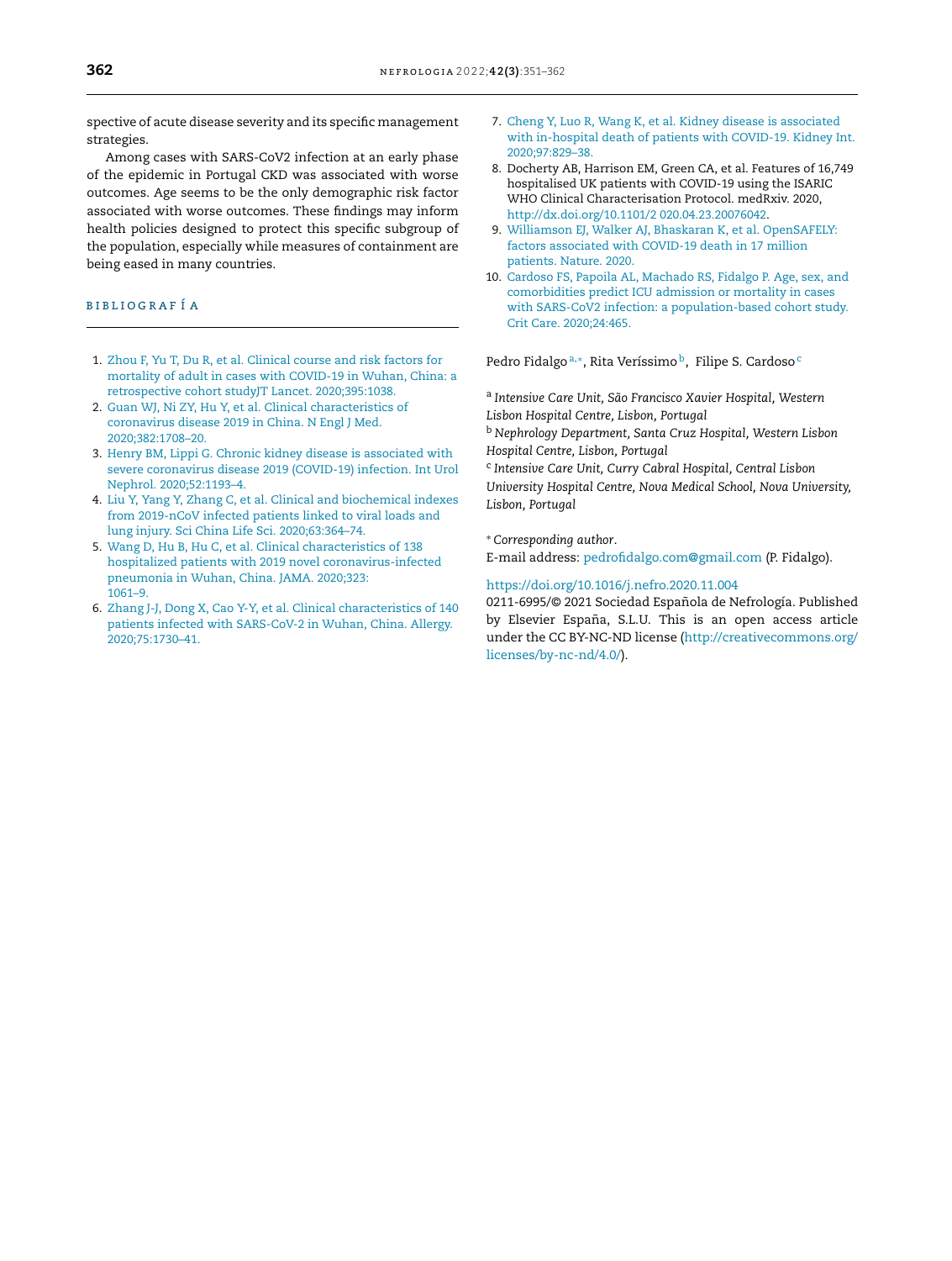spective of acute disease severity and its specific management strategies.

Among cases with SARS-CoV2 infection at an early phase of the epidemic in Portugal CKD was associated with worse outcomes. Age seems to be the only demographic risk factor associated with worse outcomes. These findings may inform health policies designed to protect this specific subgroup of the population, especially while measures of containment are being eased in many countries.

## BIBLIOGRAFÍA

1. Zhou F, Yu T, Du R, et al. Clinical course and risk factors for mortality of adult in cases with COVID-19 in Wuhan, China: a retrospective cohort studyJT Lancet. 2020;395:1038.
2. Guan WJ, Ni ZY, Hu Y, et al. Clinical characteristics of coronavirus disease 2019 in China. N Engl J Med. 2020;382:1708–20.
3. Henry BM, Lippi G. Chronic kidney disease is associated with severe coronavirus disease 2019 (COVID-19) infection. Int Urol Nephrol. 2020;52:1193–4.
4. Liu Y, Yang Y, Zhang C, et al. Clinical and biochemical indexes from 2019-nCoV infected patients linked to viral loads and lung injury. Sci China Life Sci. 2020;63:364–74.
5. Wang D, Hu B, Hu C, et al. Clinical characteristics of 138 hospitalized patients with 2019 novel coronavirus-infected pneumonia in Wuhan, China. JAMA. 2020;323: 1061–9.
6. Zhang J-J, Dong X, Cao Y-Y, et al. Clinical characteristics of 140 patients infected with SARS-CoV-2 in Wuhan, China. Allergy. 2020;75:1730–41.
7. Cheng Y, Luo R, Wang K, et al. Kidney disease is associated with in-hospital death of patients with COVID-19. Kidney Int. 2020;97:829–38.
8. Docherty AB, Harrison EM, Green CA, et al. Features of 16,749 hospitalised UK patients with COVID-19 using the ISARIC WHO Clinical Characterisation Protocol. medRxiv. 2020, http://dx.doi.org/10.1101/2 020.04.23.20076042.
9. Williamson EJ, Walker AJ, Bhaskaran K, et al. OpenSAFELY: factors associated with COVID-19 death in 17 million patients. Nature. 2020.
10. Cardoso FS, Papoila AL, Machado RS, Fidalgo P. Age, sex, and comorbidities predict ICU admission or mortality in cases with SARS-CoV2 infection: a population-based cohort study. Crit Care. 2020;24:465.

Pedro Fidalgo[a,*], Rita Veríssimo[b], Filipe S. Cardoso[c]

[a] *Intensive Care Unit, São Francisco Xavier Hospital, Western Lisbon Hospital Centre, Lisbon, Portugal*

[b] *Nephrology Department, Santa Cruz Hospital, Western Lisbon Hospital Centre, Lisbon, Portugal*

[c] *Intensive Care Unit, Curry Cabral Hospital, Central Lisbon University Hospital Centre, Nova Medical School, Nova University, Lisbon, Portugal*

[*] *Corresponding author.*
E-mail address: pedrofidalgo.com@gmail.com (P. Fidalgo).

https://doi.org/10.1016/j.nefro.2020.11.004
0211-6995/© 2021 Sociedad Española de Nefrología. Published by Elsevier España, S.L.U. This is an open access article under the CC BY-NC-ND license (http://creativecommons.org/licenses/by-nc-nd/4.0/).